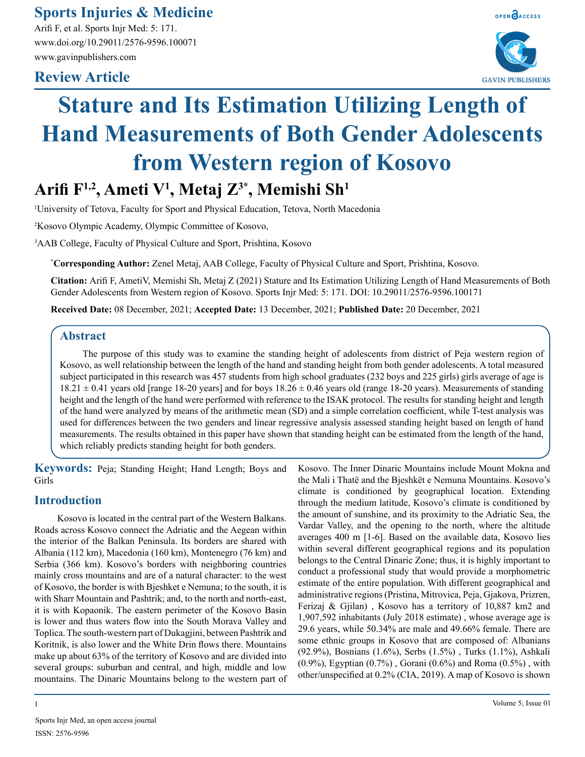## Review Article

# Stature and Its Estimation Utilizing Length of Hand Measurements of Both Gender Adolescents from Western region of Kosovo

**Arifi F[1,2], Ameti V[1], Metaj Z[3*], Memishi Sh[1]**

[1]University of Tetova, Faculty for Sport and Physical Education, Tetova, North Macedonia

[2]Kosovo Olympic Academy, Olympic Committee of Kosovo,

[3]AAB College, Faculty of Physical Culture and Sport, Prishtina, Kosovo

**\*Corresponding Author:** Zenel Metaj, AAB College, Faculty of Physical Culture and Sport, Prishtina, Kosovo.

**Citation:** Arifi F, AmetiV, Memishi Sh, Metaj Z (2021) Stature and Its Estimation Utilizing Length of Hand Measurements of Both Gender Adolescents from Western region of Kosovo. Sports Injr Med: 5: 171. DOI: 10.29011/2576-9596.100171

**Received Date:** 08 December, 2021; **Accepted Date:** 13 December, 2021; **Published Date:** 20 December, 2021

## Abstract

The purpose of this study was to examine the standing height of adolescents from district of Peja western region of Kosovo, as well relationship between the length of the hand and standing height from both gender adolescents. A total measured subject participated in this research was 457 students from high school graduates (232 boys and 225 girls) girls average of age is $18.21 \pm 0.41$ years old [range 18-20 years] and for boys $18.26 \pm 0.46$ years old (range 18-20 years). Measurements of standing height and the length of the hand were performed with reference to the ISAK protocol. The results for standing height and length of the hand were analyzed by means of the arithmetic mean (SD) and a simple correlation coefficient, while T-test analysis was used for differences between the two genders and linear regressive analysis assessed standing height based on length of hand measurements. The results obtained in this paper have shown that standing height can be estimated from the length of the hand, which reliably predicts standing height for both genders.

**Keywords:** Peja; Standing Height; Hand Length; Boys and Girls

## Introduction

Kosovo is located in the central part of the Western Balkans. Roads across Kosovo connect the Adriatic and the Aegean within the interior of the Balkan Peninsula. Its borders are shared with Albania (112 km), Macedonia (160 km), Montenegro (76 km) and Serbia (366 km). Kosovo's borders with neighboring countries mainly cross mountains and are of a natural character: to the west of Kosovo, the border is with Bjeshket e Nemuna; to the south, it is with Sharr Mountain and Pashtrik; and, to the north and north-east, it is with Kopaonik. The eastern perimeter of the Kosovo Basin is lower and thus waters flow into the South Morava Valley and Toplica. The south-western part of Dukagjini, between Pashtrik and Koritnik, is also lower and the White Drin flows there. Mountains make up about 63% of the territory of Kosovo and are divided into several groups: suburban and central, and high, middle and low mountains. The Dinaric Mountains belong to the western part of Kosovo. The Inner Dinaric Mountains include Mount Mokna and the Mali i Thatë and the Bjeshkët e Nemuna Mountains. Kosovo's climate is conditioned by geographical location. Extending through the medium latitude, Kosovo's climate is conditioned by the amount of sunshine, and its proximity to the Adriatic Sea, the Vardar Valley, and the opening to the north, where the altitude averages 400 m [1-6]. Based on the available data, Kosovo lies within several different geographical regions and its population belongs to the Central Dinaric Zone; thus, it is highly important to conduct a professional study that would provide a morphometric estimate of the entire population. With different geographical and administrative regions (Pristina, Mitrovica, Peja, Gjakova, Prizren, Ferizaj & Gjilan) , Kosovo has a territory of 10,887 km2 and 1,907,592 inhabitants (July 2018 estimate) , whose average age is 29.6 years, while 50.34% are male and 49.66% female. There are some ethnic groups in Kosovo that are composed of: Albanians (92.9%), Bosnians (1.6%), Serbs (1.5%) , Turks (1.1%), Ashkali (0.9%), Egyptian (0.7%) , Gorani (0.6%) and Roma (0.5%) , with other/unspecified at 0.2% (CIA, 2019). A map of Kosovo is shown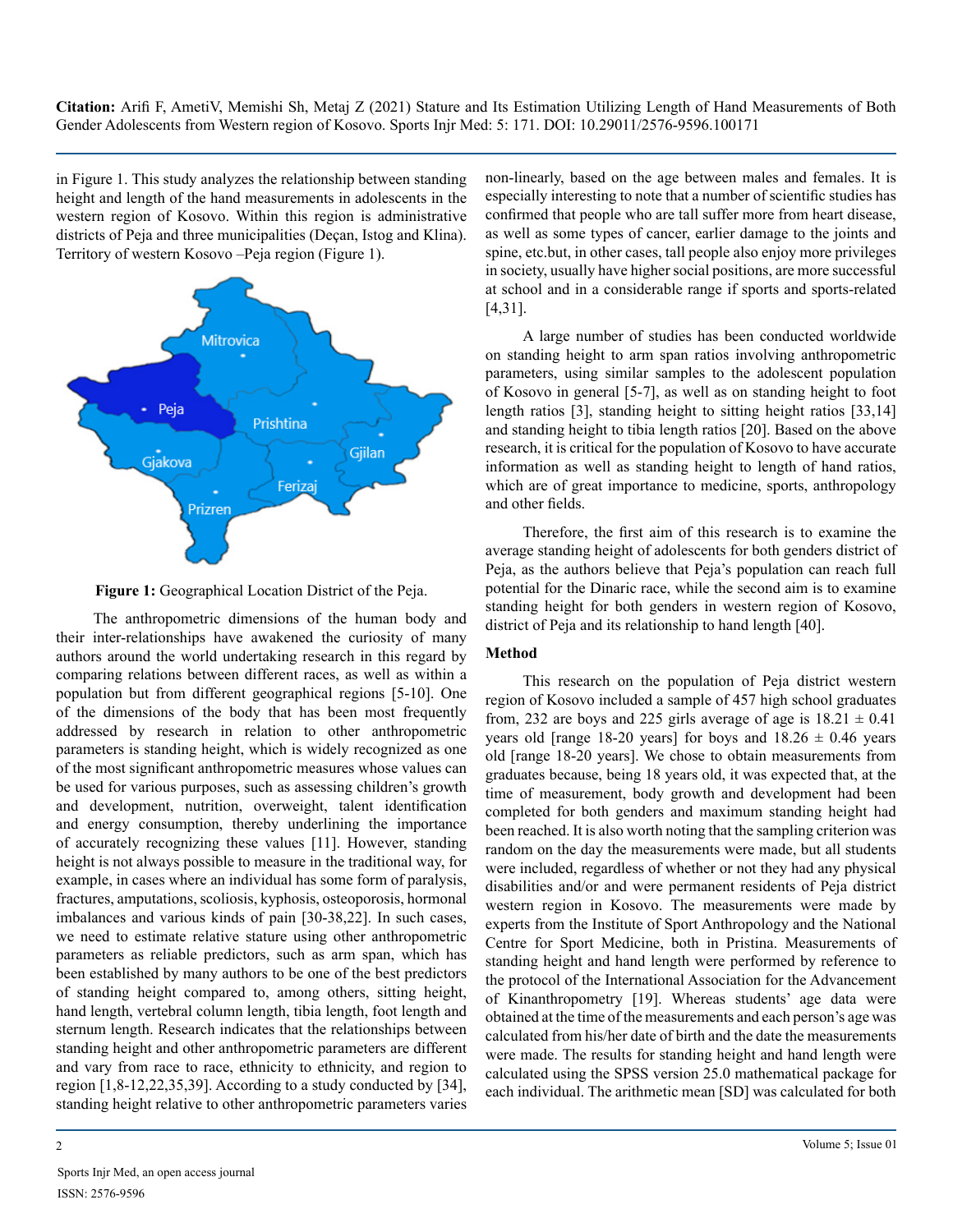in Figure 1. This study analyzes the relationship between standing height and length of the hand measurements in adolescents in the western region of Kosovo. Within this region is administrative districts of Peja and three municipalities (Deçan, Istog and Klina). Territory of western Kosovo –Peja region (Figure 1).

**Figure 1:** Geographical Location District of the Peja.

The anthropometric dimensions of the human body and their inter-relationships have awakened the curiosity of many authors around the world undertaking research in this regard by comparing relations between different races, as well as within a population but from different geographical regions [5-10]. One of the dimensions of the body that has been most frequently addressed by research in relation to other anthropometric parameters is standing height, which is widely recognized as one of the most significant anthropometric measures whose values can be used for various purposes, such as assessing children's growth and development, nutrition, overweight, talent identification and energy consumption, thereby underlining the importance of accurately recognizing these values [11]. However, standing height is not always possible to measure in the traditional way, for example, in cases where an individual has some form of paralysis, fractures, amputations, scoliosis, kyphosis, osteoporosis, hormonal imbalances and various kinds of pain [30-38,22]. In such cases, we need to estimate relative stature using other anthropometric parameters as reliable predictors, such as arm span, which has been established by many authors to be one of the best predictors of standing height compared to, among others, sitting height, hand length, vertebral column length, tibia length, foot length and sternum length. Research indicates that the relationships between standing height and other anthropometric parameters are different and vary from race to race, ethnicity to ethnicity, and region to region [1,8-12,22,35,39]. According to a study conducted by [34], standing height relative to other anthropometric parameters varies non-linearly, based on the age between males and females. It is especially interesting to note that a number of scientific studies has confirmed that people who are tall suffer more from heart disease, as well as some types of cancer, earlier damage to the joints and spine, etc.but, in other cases, tall people also enjoy more privileges in society, usually have higher social positions, are more successful at school and in a considerable range if sports and sports-related [4,31].

A large number of studies has been conducted worldwide on standing height to arm span ratios involving anthropometric parameters, using similar samples to the adolescent population of Kosovo in general [5-7], as well as on standing height to foot length ratios [3], standing height to sitting height ratios [33,14] and standing height to tibia length ratios [20]. Based on the above research, it is critical for the population of Kosovo to have accurate information as well as standing height to length of hand ratios, which are of great importance to medicine, sports, anthropology and other fields.

Therefore, the first aim of this research is to examine the average standing height of adolescents for both genders district of Peja, as the authors believe that Peja's population can reach full potential for the Dinaric race, while the second aim is to examine standing height for both genders in western region of Kosovo, district of Peja and its relationship to hand length [40].

## Method

This research on the population of Peja district western region of Kosovo included a sample of 457 high school graduates from, 232 are boys and 225 girls average of age is 18.21 ± 0.41 years old [range 18-20 years] for boys and 18.26 ± 0.46 years old [range 18-20 years]. We chose to obtain measurements from graduates because, being 18 years old, it was expected that, at the time of measurement, body growth and development had been completed for both genders and maximum standing height had been reached. It is also worth noting that the sampling criterion was random on the day the measurements were made, but all students were included, regardless of whether or not they had any physical disabilities and/or and were permanent residents of Peja district western region in Kosovo. The measurements were made by experts from the Institute of Sport Anthropology and the National Centre for Sport Medicine, both in Pristina. Measurements of standing height and hand length were performed by reference to the protocol of the International Association for the Advancement of Kinanthropometry [19]. Whereas students' age data were obtained at the time of the measurements and each person's age was calculated from his/her date of birth and the date the measurements were made. The results for standing height and hand length were calculated using the SPSS version 25.0 mathematical package for each individual. The arithmetic mean [SD] was calculated for both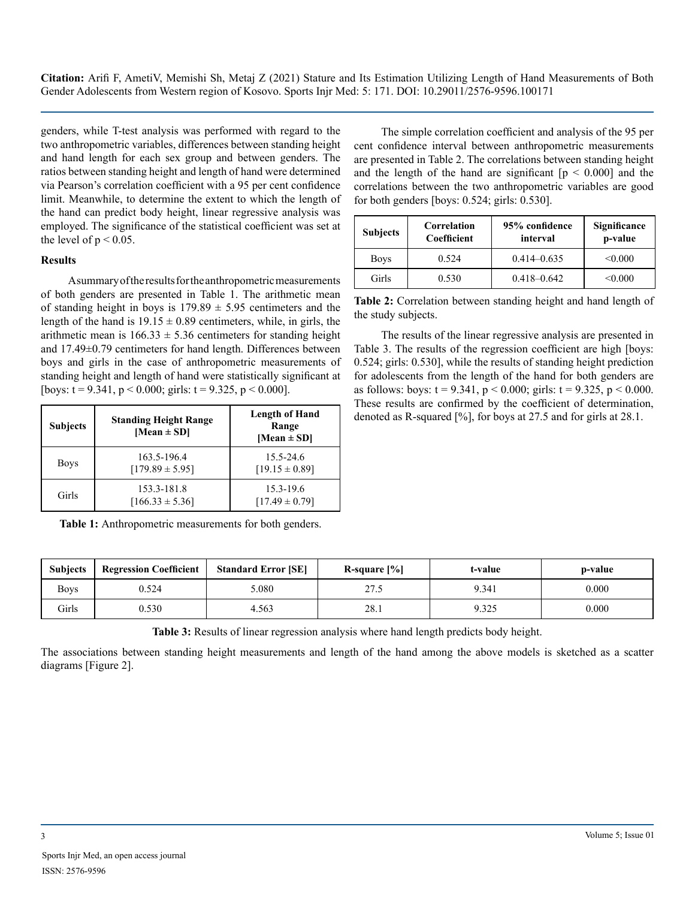genders, while T-test analysis was performed with regard to the two anthropometric variables, differences between standing height and hand length for each sex group and between genders. The ratios between standing height and length of hand were determined via Pearson's correlation coefficient with a 95 per cent confidence limit. Meanwhile, to determine the extent to which the length of the hand can predict body height, linear regressive analysis was employed. The significance of the statistical coefficient was set at the level of $p < 0.05$.

## Results

A summary of the results for the anthropometric measurements of both genders are presented in Table 1. The arithmetic mean of standing height in boys is $179.89 \pm 5.95$ centimeters and the length of the hand is $19.15 \pm 0.89$ centimeters, while, in girls, the arithmetic mean is $166.33 \pm 5.36$ centimeters for standing height and $17.49 \pm 0.79$ centimeters for hand length. Differences between boys and girls in the case of anthropometric measurements of standing height and length of hand were statistically significant at [boys: $t = 9.341$, $p < 0.000$; girls: $t = 9.325$, $p < 0.000$].

| Subjects | Standing Height Range [Mean ± SD] | Length of Hand Range [Mean ± SD] |
|---|---|---|
| Boys | 163.5-196.4 [179.89 ± 5.95] | 15.5-24.6 [19.15 ± 0.89] |
| Girls | 153.3-181.8 [166.33 ± 5.36] | 15.3-19.6 [17.49 ± 0.79] |

**Table 1:** Anthropometric measurements for both genders.

The simple correlation coefficient and analysis of the 95 per cent confidence interval between anthropometric measurements are presented in Table 2. The correlations between standing height and the length of the hand are significant [$p < 0.000$] and the correlations between the two anthropometric variables are good for both genders [boys: 0.524; girls: 0.530].

| Subjects | Correlation Coefficient | 95% confidence interval | Significance p-value |
|---|---|---|---|
| Boys | 0.524 | 0.414–0.635 | <0.000 |
| Girls | 0.530 | 0.418–0.642 | <0.000 |

**Table 2:** Correlation between standing height and hand length of the study subjects.

The results of the linear regressive analysis are presented in Table 3. The results of the regression coefficient are high [boys: 0.524; girls: 0.530], while the results of standing height prediction for adolescents from the length of the hand for both genders are as follows: boys: $t = 9.341$, $p < 0.000$; girls: $t = 9.325$, $p < 0.000$. These results are confirmed by the coefficient of determination, denoted as R-squared [%], for boys at 27.5 and for girls at 28.1.

| Subjects | Regression Coefficient | Standard Error [SE] | R-square [%] | t-value | p-value |
|---|---|---|---|---|---|
| Boys | 0.524 | 5.080 | 27.5 | 9.341 | 0.000 |
| Girls | 0.530 | 4.563 | 28.1 | 9.325 | 0.000 |

**Table 3:** Results of linear regression analysis where hand length predicts body height.

The associations between standing height measurements and length of the hand among the above models is sketched as a scatter diagrams [Figure 2].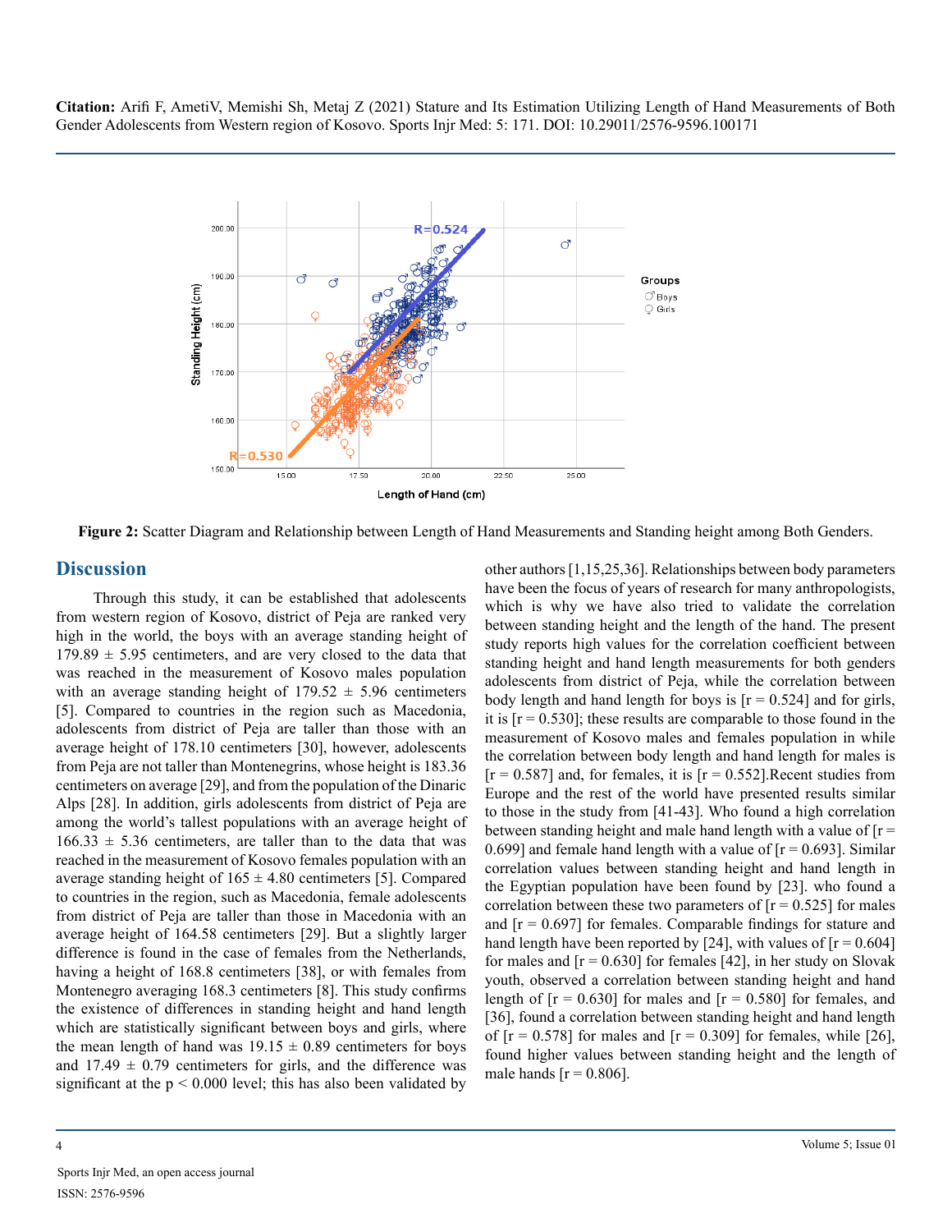**Figure 2:** Scatter Diagram and Relationship between Length of Hand Measurements and Standing height among Both Genders.

## Discussion

Through this study, it can be established that adolescents from western region of Kosovo, district of Peja are ranked very high in the world, the boys with an average standing height of 179.89 ± 5.95 centimeters, and are very closed to the data that was reached in the measurement of Kosovo males population with an average standing height of 179.52 ± 5.96 centimeters [5]. Compared to countries in the region such as Macedonia, adolescents from district of Peja are taller than those with an average height of 178.10 centimeters [30], however, adolescents from Peja are not taller than Montenegrins, whose height is 183.36 centimeters on average [29], and from the population of the Dinaric Alps [28]. In addition, girls adolescents from district of Peja are among the world's tallest populations with an average height of 166.33 ± 5.36 centimeters, are taller than to the data that was reached in the measurement of Kosovo females population with an average standing height of 165 ± 4.80 centimeters [5]. Compared to countries in the region, such as Macedonia, female adolescents from district of Peja are taller than those in Macedonia with an average height of 164.58 centimeters [29]. But a slightly larger difference is found in the case of females from the Netherlands, having a height of 168.8 centimeters [38], or with females from Montenegro averaging 168.3 centimeters [8]. This study confirms the existence of differences in standing height and hand length which are statistically significant between boys and girls, where the mean length of hand was 19.15 ± 0.89 centimeters for boys and 17.49 ± 0.79 centimeters for girls, and the difference was significant at the $p < 0.000$ level; this has also been validated by other authors [1,15,25,36]. Relationships between body parameters have been the focus of years of research for many anthropologists, which is why we have also tried to validate the correlation between standing height and the length of the hand. The present study reports high values for the correlation coefficient between standing height and hand length measurements for both genders adolescents from district of Peja, while the correlation between body length and hand length for boys is [r = 0.524] and for girls, it is [r = 0.530]; these results are comparable to those found in the measurement of Kosovo males and females population in while the correlation between body length and hand length for males is [r = 0.587] and, for females, it is [r = 0.552].Recent studies from Europe and the rest of the world have presented results similar to those in the study from [41-43]. Who found a high correlation between standing height and male hand length with a value of [r = 0.699] and female hand length with a value of [r = 0.693]. Similar correlation values between standing height and hand length in the Egyptian population have been found by [23]. who found a correlation between these two parameters of [r = 0.525] for males and [r = 0.697] for females. Comparable findings for stature and hand length have been reported by [24], with values of [r = 0.604] for males and [r = 0.630] for females [42], in her study on Slovak youth, observed a correlation between standing height and hand length of [r = 0.630] for males and [r = 0.580] for females, and [36], found a correlation between standing height and hand length of [r = 0.578] for males and [r = 0.309] for females, while [26], found higher values between standing height and the length of male hands [r = 0.806].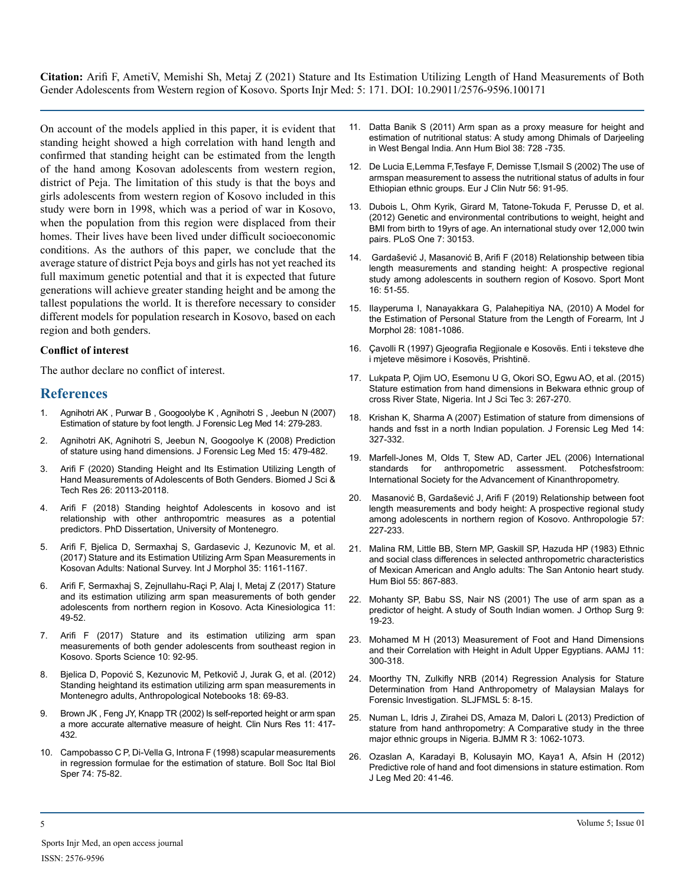On account of the models applied in this paper, it is evident that standing height showed a high correlation with hand length and confirmed that standing height can be estimated from the length of the hand among Kosovan adolescents from western region, district of Peja. The limitation of this study is that the boys and girls adolescents from western region of Kosovo included in this study were born in 1998, which was a period of war in Kosovo, when the population from this region were displaced from their homes. Their lives have been lived under difficult socioeconomic conditions. As the authors of this paper, we conclude that the average stature of district Peja boys and girls has not yet reached its full maximum genetic potential and that it is expected that future generations will achieve greater standing height and be among the tallest populations the world. It is therefore necessary to consider different models for population research in Kosovo, based on each region and both genders.

### Conflict of interest

The author declare no conflict of interest.

## References

1. Agnihotri AK , Purwar B , Googoolybe K , Agnihotri S , Jeebun N (2007) Estimation of stature by foot length. J Forensic Leg Med 14: 279-283.
2. Agnihotri AK, Agnihotri S, Jeebun N, Googoolye K (2008) Prediction of stature using hand dimensions. J Forensic Leg Med 15: 479-482.
3. Arifi F (2020) Standing Height and Its Estimation Utilizing Length of Hand Measurements of Adolescents of Both Genders. Biomed J Sci & Tech Res 26: 20113-20118.
4. Arifi F (2018) Standing heightof Adolescents in kosovo and ist relationship with other anthropomtric measures as a potential predictors. PhD Dissertation, University of Montenegro.
5. Arifi F, Bjelica D, Sermaxhaj S, Gardasevic J, Kezunovic M, et al. (2017) Stature and its Estimation Utilizing Arm Span Measurements in Kosovan Adults: National Survey. Int J Morphol 35: 1161-1167.
6. Arifi F, Sermaxhaj S, Zejnullahu-Raçi P, Alaj I, Metaj Z (2017) Stature and its estimation utilizing arm span measurements of both gender adolescents from northern region in Kosovo. Acta Kinesiologica 11: 49-52.
7. Arifi F (2017) Stature and its estimation utilizing arm span measurements of both gender adolescents from southeast region in Kosovo. Sports Science 10: 92-95.
8. Bjelica D, Popović S, Kezunovic M, Petkovič J, Jurak G, et al. (2012) Standing heightand its estimation utilizing arm span measurements in Montenegro adults, Anthropological Notebooks 18: 69-83.
9. Brown JK , Feng JY, Knapp TR (2002) Is self-reported height or arm span a more accurate alternative measure of height. Clin Nurs Res 11: 417-432.
10. Campobasso C P, Di-Vella G, Introna F (1998) scapular measurements in regression formulae for the estimation of stature. Boll Soc Ital Biol Sper 74: 75-82.
11. Datta Banik S (2011) Arm span as a proxy measure for height and estimation of nutritional status: A study among Dhimals of Darjeeling in West Bengal India. Ann Hum Biol 38: 728 -735.
12. De Lucia E,Lemma F,Tesfaye F, Demisse T,Ismail S (2002) The use of armspan measurement to assess the nutritional status of adults in four Ethiopian ethnic groups. Eur J Clin Nutr 56: 91-95.
13. Dubois L, Ohm Kyrik, Girard M, Tatone-Tokuda F, Perusse D, et al. (2012) Genetic and environmental contributions to weight, height and BMI from birth to 19yrs of age. An international study over 12,000 twin pairs. PLoS One 7: 30153.
14. Gardašević J, Masanović B, Arifi F (2018) Relationship between tibia length measurements and standing height: A prospective regional study among adolescents in southern region of Kosovo. Sport Mont 16: 51-55.
15. Ilayperuma I, Nanayakkara G, Palahepitiya NA, (2010) A Model for the Estimation of Personal Stature from the Length of Forearm*,* Int J Morphol 28: 1081-1086.
16. Çavolli R (1997) Gjeografia Regjionale e Kosovës. Enti i teksteve dhe i mjeteve mësimore i Kosovës, Prishtinë.
17. Lukpata P, Ojim UO, Esemonu U G, Okori SO, Egwu AO, et al. (2015) Stature estimation from hand dimensions in Bekwara ethnic group of cross River State, Nigeria. Int J Sci Tec 3: 267-270.
18. Krishan K, Sharma A (2007) Estimation of stature from dimensions of hands and fsst in a north Indian population. J Forensic Leg Med 14: 327-332.
19. Marfell-Jones M, Olds T, Stew AD, Carter JEL (2006) International standards for anthropometric assessment. Potchesfstroom: International Society for the Advancement of Kinanthropometry.
20. Masanović B, Gardašević J, Arifi F (2019) Relationship between foot length measurements and body height: A prospective regional study among adolescents in northern region of Kosovo. Anthropologie 57: 227-233.
21. Malina RM, Little BB, Stern MP, Gaskill SP, Hazuda HP (1983) Ethnic and social class differences in selected anthropometric characteristics of Mexican American and Anglo adults: The San Antonio heart study. Hum Biol 55: 867-883.
22. Mohanty SP, Babu SS, Nair NS (2001) The use of arm span as a predictor of height. A study of South Indian women. J Orthop Surg 9: 19-23.
23. Mohamed M H (2013) Measurement of Foot and Hand Dimensions and their Correlation with Height in Adult Upper Egyptians. AAMJ 11: 300-318.
24. Moorthy TN, Zulkifly NRB (2014) Regression Analysis for Stature Determination from Hand Anthropometry of Malaysian Malays for Forensic Investigation. SLJFMSL 5: 8-15.
25. Numan L, Idris J, Zirahei DS, Amaza M, Dalori L (2013) Prediction of stature from hand anthropometry: A Comparative study in the three major ethnic groups in Nigeria. BJMM R 3: 1062-1073.
26. Ozaslan A, Karadayi B, Kolusayin MO, Kaya1 A, Afsin H (2012) Predictive role of hand and foot dimensions in stature estimation. Rom J Leg Med 20: 41-46.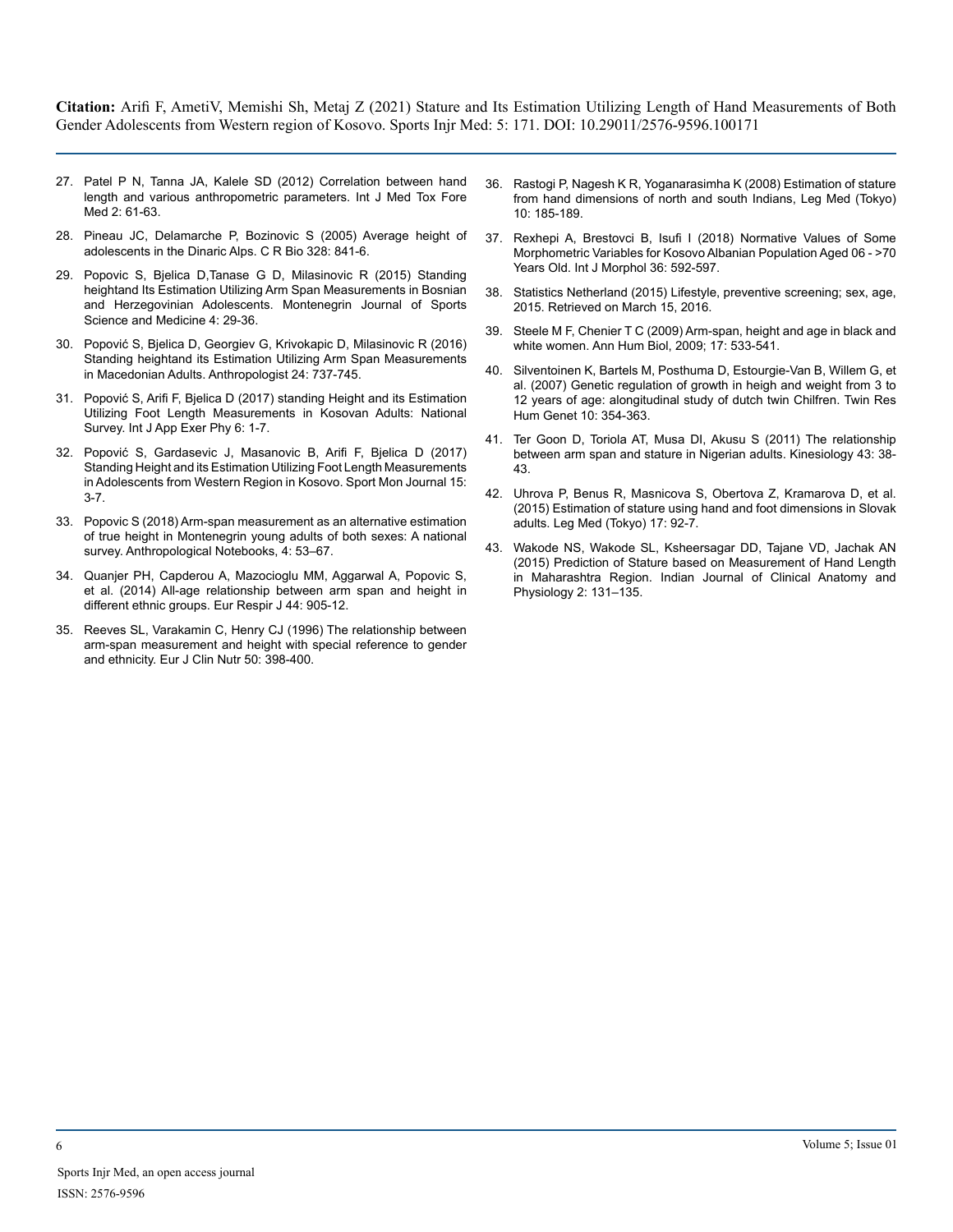27. Patel P N, Tanna JA, Kalele SD (2012) Correlation between hand length and various anthropometric parameters. Int J Med Tox Fore Med 2: 61-63.

28. Pineau JC, Delamarche P, Bozinovic S (2005) Average height of adolescents in the Dinaric Alps. C R Bio 328: 841-6.

29. Popovic S, Bjelica D,Tanase G D, Milasinovic R (2015) Standing heightand Its Estimation Utilizing Arm Span Measurements in Bosnian and Herzegovinian Adolescents. Montenegrin Journal of Sports Science and Medicine 4: 29-36.

30. Popović S, Bjelica D, Georgiev G, Krivokapic D, Milasinovic R (2016) Standing heightand its Estimation Utilizing Arm Span Measurements in Macedonian Adults. Anthropologist 24: 737-745.

31. Popović S, Arifi F, Bjelica D (2017) standing Height and its Estimation Utilizing Foot Length Measurements in Kosovan Adults: National Survey. Int J App Exer Phy 6: 1-7.

32. Popović S, Gardasevic J, Masanovic B, Arifi F, Bjelica D (2017) Standing Height and its Estimation Utilizing Foot Length Measurements in Adolescents from Western Region in Kosovo. Sport Mon Journal 15: 3-7.

33. Popovic S (2018) Arm-span measurement as an alternative estimation of true height in Montenegrin young adults of both sexes: A national survey. Anthropological Notebooks, 4: 53–67.

34. Quanjer PH, Capderou A, Mazocioglu MM, Aggarwal A, Popovic S, et al. (2014) All-age relationship between arm span and height in different ethnic groups. Eur Respir J 44: 905-12.

35. Reeves SL, Varakamin C, Henry CJ (1996) The relationship between arm-span measurement and height with special reference to gender and ethnicity. Eur J Clin Nutr 50: 398-400.

36. Rastogi P, Nagesh K R, Yoganarasimha K (2008) Estimation of stature from hand dimensions of north and south Indians, Leg Med (Tokyo) 10: 185-189.

37. Rexhepi A, Brestovci B, Isufi I (2018) Normative Values of Some Morphometric Variables for Kosovo Albanian Population Aged 06 - >70 Years Old. Int J Morphol 36: 592-597.

38. Statistics Netherland (2015) Lifestyle, preventive screening; sex, age, 2015. Retrieved on March 15, 2016.

39. Steele M F, Chenier T C (2009) Arm-span, height and age in black and white women. Ann Hum Biol, 2009; 17: 533-541.

40. Silventoinen K, Bartels M, Posthuma D, Estourgie-Van B, Willem G, et al. (2007) Genetic regulation of growth in heigh and weight from 3 to 12 years of age: alongitudinal study of dutch twin Chilfren. Twin Res Hum Genet 10: 354-363.

41. Ter Goon D, Toriola AT, Musa DI, Akusu S (2011) The relationship between arm span and stature in Nigerian adults. Kinesiology 43: 38-43.

42. Uhrova P, Benus R, Masnicova S, Obertova Z, Kramarova D, et al. (2015) Estimation of stature using hand and foot dimensions in Slovak adults. Leg Med (Tokyo) 17: 92-7.

43. Wakode NS, Wakode SL, Ksheersagar DD, Tajane VD, Jachak AN (2015) Prediction of Stature based on Measurement of Hand Length in Maharashtra Region. Indian Journal of Clinical Anatomy and Physiology 2: 131–135.